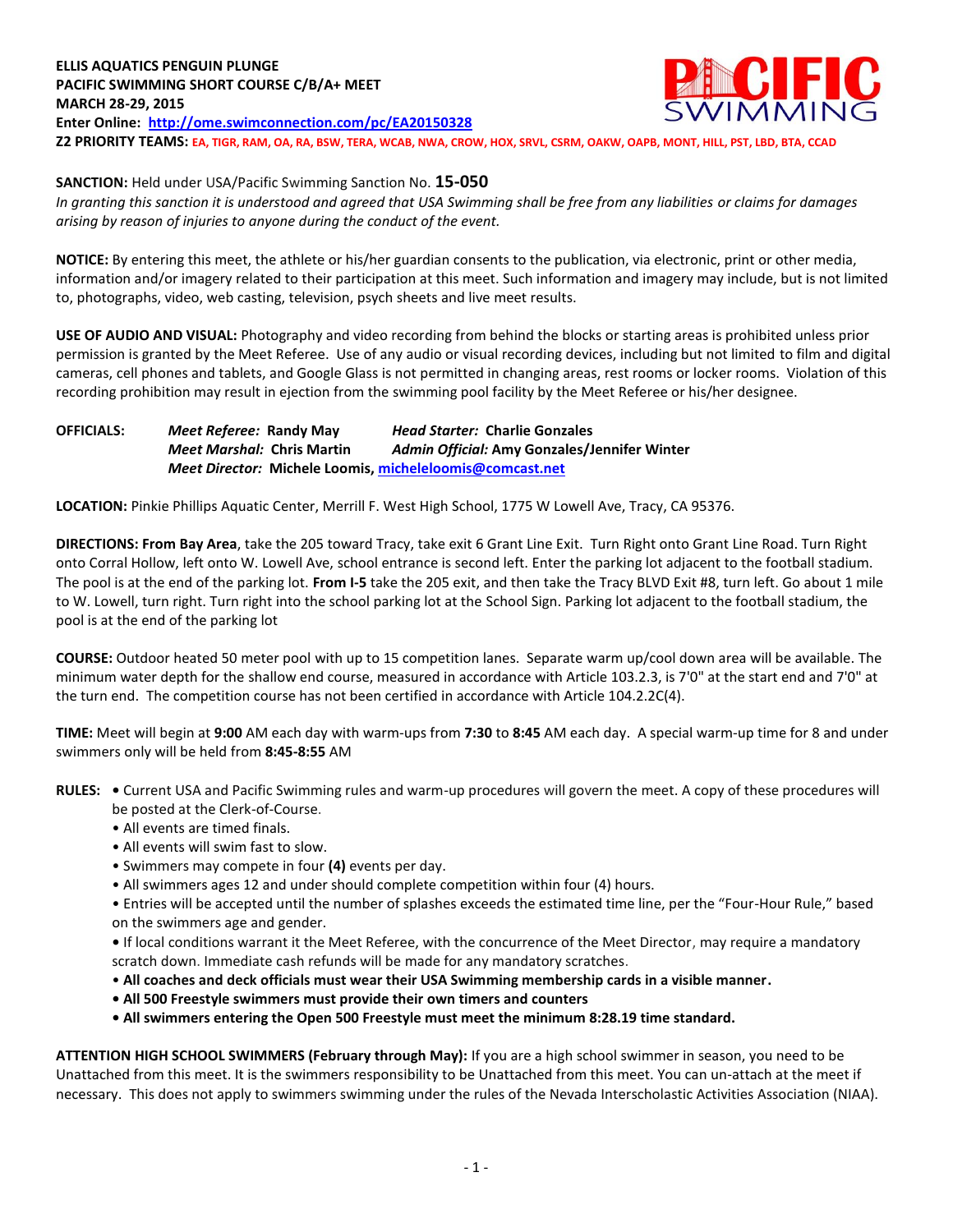**ELLIS AQUATICS PENGUIN PLUNGE**
**PACIFIC SWIMMING SHORT COURSE C/B/A+ MEET**
**MARCH 28-29, 2015**
**Enter Online: http://ome.swimconnection.com/pc/EA20150328**
**Z2 PRIORITY TEAMS:** EA, TIGR, RAM, OA, RA, BSW, TERA, WCAB, NWA, CROW, HOX, SRVL, CSRM, OAKW, OAPB, MONT, HILL, PST, LBD, BTA, CCAD

**SANCTION:** Held under USA/Pacific Swimming Sanction No. **15-050**
*In granting this sanction it is understood and agreed that USA Swimming shall be free from any liabilities or claims for damages arising by reason of injuries to anyone during the conduct of the event.*

**NOTICE:** By entering this meet, the athlete or his/her guardian consents to the publication, via electronic, print or other media, information and/or imagery related to their participation at this meet. Such information and imagery may include, but is not limited to, photographs, video, web casting, television, psych sheets and live meet results.

**USE OF AUDIO AND VISUAL:** Photography and video recording from behind the blocks or starting areas is prohibited unless prior permission is granted by the Meet Referee. Use of any audio or visual recording devices, including but not limited to film and digital cameras, cell phones and tablets, and Google Glass is not permitted in changing areas, rest rooms or locker rooms. Violation of this recording prohibition may result in ejection from the swimming pool facility by the Meet Referee or his/her designee.

**OFFICIALS:** *Meet Referee:* **Randy May** *Head Starter:* **Charlie Gonzales**
*Meet Marshal:* **Chris Martin** *Admin Official:* **Amy Gonzales/Jennifer Winter**
*Meet Director:* **Michele Loomis, micheleloomis@comcast.net**

**LOCATION:** Pinkie Phillips Aquatic Center, Merrill F. West High School, 1775 W Lowell Ave, Tracy, CA 95376.

**DIRECTIONS: From Bay Area**, take the 205 toward Tracy, take exit 6 Grant Line Exit. Turn Right onto Grant Line Road. Turn Right onto Corral Hollow, left onto W. Lowell Ave, school entrance is second left. Enter the parking lot adjacent to the football stadium. The pool is at the end of the parking lot. **From I-5** take the 205 exit, and then take the Tracy BLVD Exit #8, turn left. Go about 1 mile to W. Lowell, turn right. Turn right into the school parking lot at the School Sign. Parking lot adjacent to the football stadium, the pool is at the end of the parking lot

**COURSE:** Outdoor heated 50 meter pool with up to 15 competition lanes. Separate warm up/cool down area will be available. The minimum water depth for the shallow end course, measured in accordance with Article 103.2.3, is 7'0" at the start end and 7'0" at the turn end. The competition course has not been certified in accordance with Article 104.2.2C(4).

**TIME:** Meet will begin at **9:00** AM each day with warm-ups from **7:30** to **8:45** AM each day. A special warm-up time for 8 and under swimmers only will be held from **8:45-8:55** AM

**RULES:**
- Current USA and Pacific Swimming rules and warm-up procedures will govern the meet. A copy of these procedures will be posted at the Clerk-of-Course.
- All events are timed finals.
- All events will swim fast to slow.
- Swimmers may compete in four **(4)** events per day.
- All swimmers ages 12 and under should complete competition within four (4) hours.
- Entries will be accepted until the number of splashes exceeds the estimated time line, per the "Four-Hour Rule," based on the swimmers age and gender.
- If local conditions warrant it the Meet Referee, with the concurrence of the Meet Director, may require a mandatory scratch down. Immediate cash refunds will be made for any mandatory scratches.
- **All coaches and deck officials must wear their USA Swimming membership cards in a visible manner.**
- **All 500 Freestyle swimmers must provide their own timers and counters**
- **All swimmers entering the Open 500 Freestyle must meet the minimum 8:28.19 time standard.**

**ATTENTION HIGH SCHOOL SWIMMERS (February through May):** If you are a high school swimmer in season, you need to be Unattached from this meet. It is the swimmers responsibility to be Unattached from this meet. You can un-attach at the meet if necessary. This does not apply to swimmers swimming under the rules of the Nevada Interscholastic Activities Association (NIAA).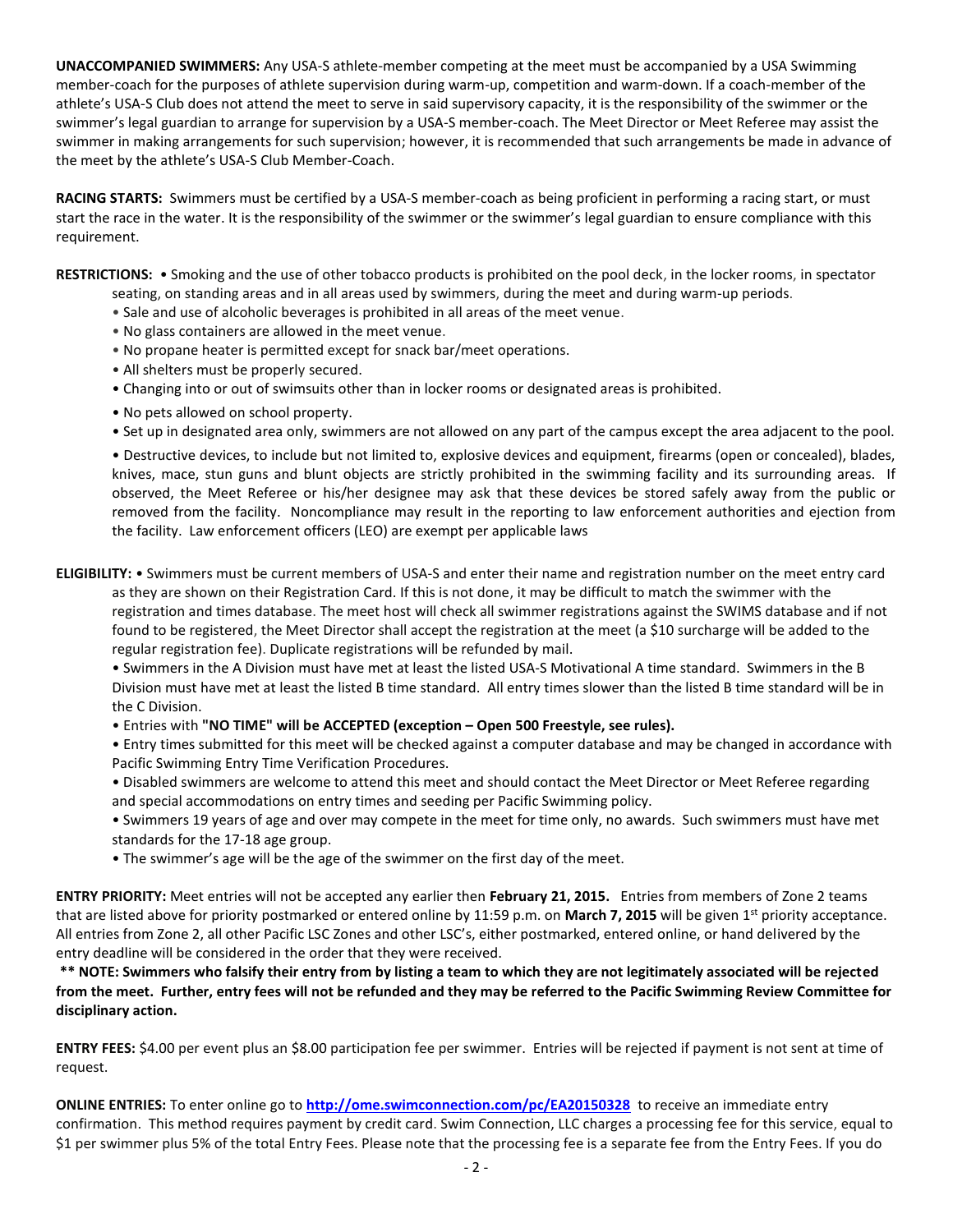**UNACCOMPANIED SWIMMERS:** Any USA-S athlete-member competing at the meet must be accompanied by a USA Swimming member-coach for the purposes of athlete supervision during warm-up, competition and warm-down. If a coach-member of the athlete's USA-S Club does not attend the meet to serve in said supervisory capacity, it is the responsibility of the swimmer or the swimmer's legal guardian to arrange for supervision by a USA-S member-coach. The Meet Director or Meet Referee may assist the swimmer in making arrangements for such supervision; however, it is recommended that such arrangements be made in advance of the meet by the athlete's USA-S Club Member-Coach.

**RACING STARTS:** Swimmers must be certified by a USA-S member-coach as being proficient in performing a racing start, or must start the race in the water. It is the responsibility of the swimmer or the swimmer's legal guardian to ensure compliance with this requirement.

**RESTRICTIONS:** • Smoking and the use of other tobacco products is prohibited on the pool deck, in the locker rooms, in spectator seating, on standing areas and in all areas used by swimmers, during the meet and during warm-up periods.

- Sale and use of alcoholic beverages is prohibited in all areas of the meet venue.
- No glass containers are allowed in the meet venue.
- No propane heater is permitted except for snack bar/meet operations.
- All shelters must be properly secured.
- Changing into or out of swimsuits other than in locker rooms or designated areas is prohibited.
- No pets allowed on school property.
- Set up in designated area only, swimmers are not allowed on any part of the campus except the area adjacent to the pool.
- Destructive devices, to include but not limited to, explosive devices and equipment, firearms (open or concealed), blades, knives, mace, stun guns and blunt objects are strictly prohibited in the swimming facility and its surrounding areas. If observed, the Meet Referee or his/her designee may ask that these devices be stored safely away from the public or removed from the facility. Noncompliance may result in the reporting to law enforcement authorities and ejection from the facility. Law enforcement officers (LEO) are exempt per applicable laws

**ELIGIBILITY:** • Swimmers must be current members of USA-S and enter their name and registration number on the meet entry card as they are shown on their Registration Card. If this is not done, it may be difficult to match the swimmer with the registration and times database. The meet host will check all swimmer registrations against the SWIMS database and if not found to be registered, the Meet Director shall accept the registration at the meet (a $10 surcharge will be added to the regular registration fee). Duplicate registrations will be refunded by mail.

- Swimmers in the A Division must have met at least the listed USA-S Motivational A time standard. Swimmers in the B Division must have met at least the listed B time standard. All entry times slower than the listed B time standard will be in the C Division.
- Entries with **"NO TIME" will be ACCEPTED (exception – Open 500 Freestyle, see rules).**
- Entry times submitted for this meet will be checked against a computer database and may be changed in accordance with Pacific Swimming Entry Time Verification Procedures.
- Disabled swimmers are welcome to attend this meet and should contact the Meet Director or Meet Referee regarding and special accommodations on entry times and seeding per Pacific Swimming policy.
- Swimmers 19 years of age and over may compete in the meet for time only, no awards. Such swimmers must have met standards for the 17-18 age group.
- The swimmer's age will be the age of the swimmer on the first day of the meet.

**ENTRY PRIORITY:** Meet entries will not be accepted any earlier then **February 21, 2015.** Entries from members of Zone 2 teams that are listed above for priority postmarked or entered online by 11:59 p.m. on **March 7, 2015** will be given 1st priority acceptance. All entries from Zone 2, all other Pacific LSC Zones and other LSC's, either postmarked, entered online, or hand delivered by the entry deadline will be considered in the order that they were received.

**\*\* NOTE: Swimmers who falsify their entry from by listing a team to which they are not legitimately associated will be rejected from the meet. Further, entry fees will not be refunded and they may be referred to the Pacific Swimming Review Committee for disciplinary action.**

**ENTRY FEES:** $4.00 per event plus an $8.00 participation fee per swimmer. Entries will be rejected if payment is not sent at time of request.

**ONLINE ENTRIES:** To enter online go to **http://ome.swimconnection.com/pc/EA20150328** to receive an immediate entry confirmation. This method requires payment by credit card. Swim Connection, LLC charges a processing fee for this service, equal to $1 per swimmer plus 5% of the total Entry Fees. Please note that the processing fee is a separate fee from the Entry Fees. If you do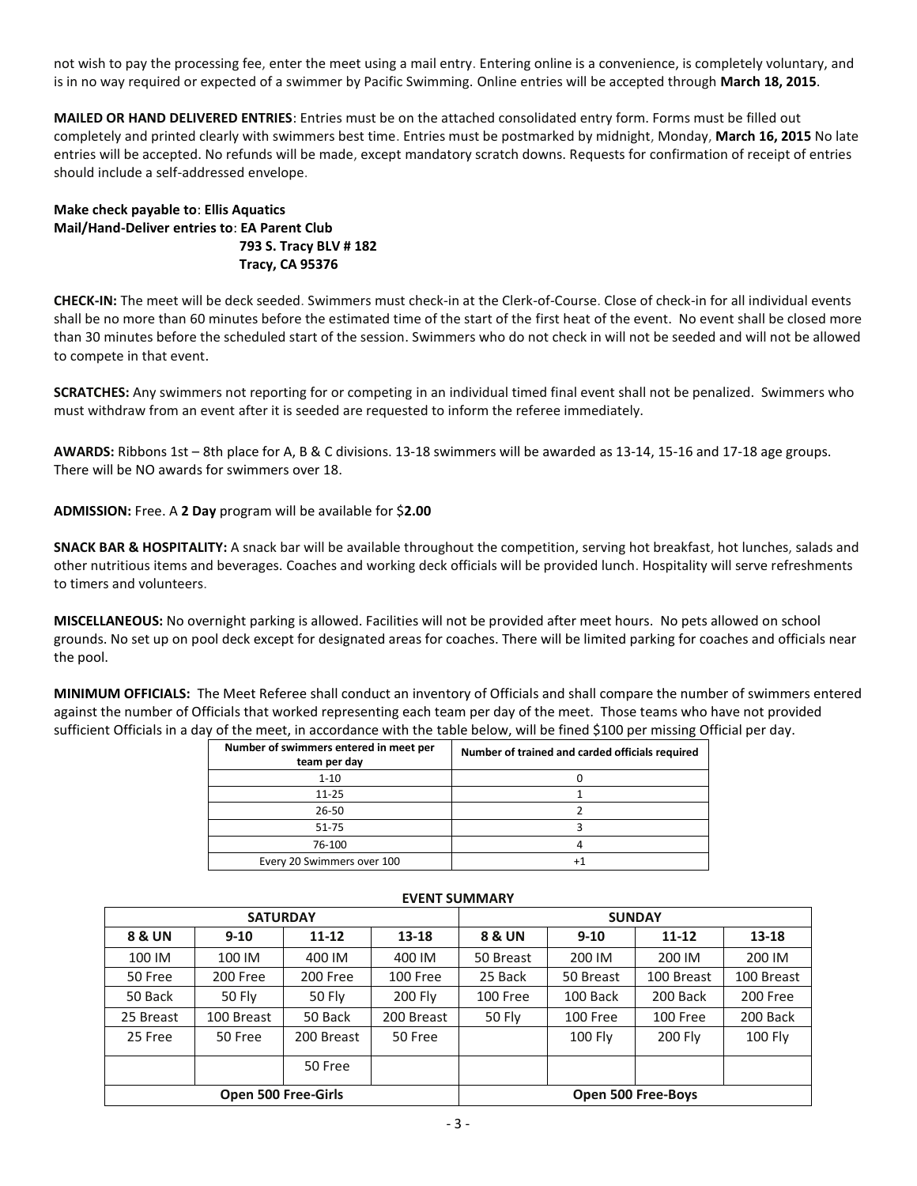not wish to pay the processing fee, enter the meet using a mail entry. Entering online is a convenience, is completely voluntary, and is in no way required or expected of a swimmer by Pacific Swimming. Online entries will be accepted through **March 18, 2015**.

**MAILED OR HAND DELIVERED ENTRIES**: Entries must be on the attached consolidated entry form. Forms must be filled out completely and printed clearly with swimmers best time. Entries must be postmarked by midnight, Monday, **March 16, 2015** No late entries will be accepted. No refunds will be made, except mandatory scratch downs. Requests for confirmation of receipt of entries should include a self-addressed envelope.

**Make check payable to**: **Ellis Aquatics**
**Mail/Hand-Deliver entries to**: **EA Parent Club**
**793 S. Tracy BLV # 182**
**Tracy, CA 95376**

**CHECK-IN:** The meet will be deck seeded. Swimmers must check-in at the Clerk-of-Course. Close of check-in for all individual events shall be no more than 60 minutes before the estimated time of the start of the first heat of the event. No event shall be closed more than 30 minutes before the scheduled start of the session. Swimmers who do not check in will not be seeded and will not be allowed to compete in that event.

**SCRATCHES:** Any swimmers not reporting for or competing in an individual timed final event shall not be penalized. Swimmers who must withdraw from an event after it is seeded are requested to inform the referee immediately.

**AWARDS:** Ribbons 1st – 8th place for A, B & C divisions. 13-18 swimmers will be awarded as 13-14, 15-16 and 17-18 age groups. There will be NO awards for swimmers over 18.

**ADMISSION:** Free. A **2 Day** program will be available for $**2.00**

**SNACK BAR & HOSPITALITY:** A snack bar will be available throughout the competition, serving hot breakfast, hot lunches, salads and other nutritious items and beverages. Coaches and working deck officials will be provided lunch. Hospitality will serve refreshments to timers and volunteers.

**MISCELLANEOUS:** No overnight parking is allowed. Facilities will not be provided after meet hours. No pets allowed on school grounds. No set up on pool deck except for designated areas for coaches. There will be limited parking for coaches and officials near the pool.

**MINIMUM OFFICIALS:** The Meet Referee shall conduct an inventory of Officials and shall compare the number of swimmers entered against the number of Officials that worked representing each team per day of the meet. Those teams who have not provided sufficient Officials in a day of the meet, in accordance with the table below, will be fined $100 per missing Official per day.

| Number of swimmers entered in meet per team per day | Number of trained and carded officials required |
|---|---|
| 1-10 | 0 |
| 11-25 | 1 |
| 26-50 | 2 |
| 51-75 | 3 |
| 76-100 | 4 |
| Every 20 Swimmers over 100 | +1 |

**EVENT SUMMARY**

| SATURDAY | | | | SUNDAY | | | |
|---|---|---|---|---|---|---|---|
| **8 & UN** | **9-10** | **11-12** | **13-18** | **8 & UN** | **9-10** | **11-12** | **13-18** |
| 100 IM | 100 IM | 400 IM | 400 IM | 50 Breast | 200 IM | 200 IM | 200 IM |
| 50 Free | 200 Free | 200 Free | 100 Free | 25 Back | 50 Breast | 100 Breast | 100 Breast |
| 50 Back | 50 Fly | 50 Fly | 200 Fly | 100 Free | 100 Back | 200 Back | 200 Free |
| 25 Breast | 100 Breast | 50 Back | 200 Breast | 50 Fly | 100 Free | 100 Free | 200 Back |
| 25 Free | 50 Free | 200 Breast | 50 Free | | 100 Fly | 200 Fly | 100 Fly |
| | | 50 Free | | | | | |
| **Open 500 Free-Girls** | | | | **Open 500 Free-Boys** | | | |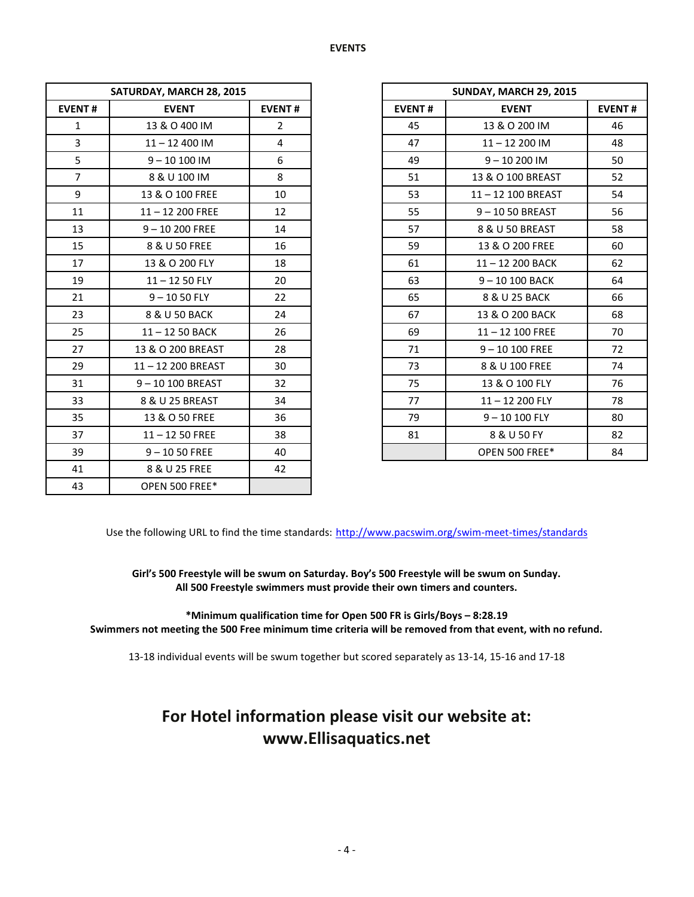**EVENTS**

| SATURDAY, MARCH 28, 2015 | | |
|---|---|---|
| **EVENT #** | **EVENT** | **EVENT #** |
| 1 | 13 & O 400 IM | 2 |
| 3 | 11 – 12 400 IM | 4 |
| 5 | 9 – 10 100 IM | 6 |
| 7 | 8 & U 100 IM | 8 |
| 9 | 13 & O 100 FREE | 10 |
| 11 | 11 – 12 200 FREE | 12 |
| 13 | 9 – 10 200 FREE | 14 |
| 15 | 8 & U 50 FREE | 16 |
| 17 | 13 & O 200 FLY | 18 |
| 19 | 11 – 12 50 FLY | 20 |
| 21 | 9 – 10 50 FLY | 22 |
| 23 | 8 & U 50 BACK | 24 |
| 25 | 11 – 12 50 BACK | 26 |
| 27 | 13 & O 200 BREAST | 28 |
| 29 | 11 – 12 200 BREAST | 30 |
| 31 | 9 – 10 100 BREAST | 32 |
| 33 | 8 & U 25 BREAST | 34 |
| 35 | 13 & O 50 FREE | 36 |
| 37 | 11 – 12 50 FREE | 38 |
| 39 | 9 – 10 50 FREE | 40 |
| 41 | 8 & U 25 FREE | 42 |
| 43 | OPEN 500 FREE* | |

| SUNDAY, MARCH 29, 2015 | | |
|---|---|---|
| **EVENT #** | **EVENT** | **EVENT #** |
| 45 | 13 & O 200 IM | 46 |
| 47 | 11 – 12 200 IM | 48 |
| 49 | 9 – 10 200 IM | 50 |
| 51 | 13 & O 100 BREAST | 52 |
| 53 | 11 – 12 100 BREAST | 54 |
| 55 | 9 – 10 50 BREAST | 56 |
| 57 | 8 & U 50 BREAST | 58 |
| 59 | 13 & O 200 FREE | 60 |
| 61 | 11 – 12 200 BACK | 62 |
| 63 | 9 – 10 100 BACK | 64 |
| 65 | 8 & U 25 BACK | 66 |
| 67 | 13 & O 200 BACK | 68 |
| 69 | 11 – 12 100 FREE | 70 |
| 71 | 9 – 10 100 FREE | 72 |
| 73 | 8 & U 100 FREE | 74 |
| 75 | 13 & O 100 FLY | 76 |
| 77 | 11 – 12 200 FLY | 78 |
| 79 | 9 – 10 100 FLY | 80 |
| 81 | 8 & U 50 FY | 82 |
| | OPEN 500 FREE* | 84 |

Use the following URL to find the time standards: http://www.pacswim.org/swim-meet-times/standards

**Girl's 500 Freestyle will be swum on Saturday. Boy's 500 Freestyle will be swum on Sunday.**
**All 500 Freestyle swimmers must provide their own timers and counters.**

***Minimum qualification time for Open 500 FR is Girls/Boys – 8:28.19**
**Swimmers not meeting the 500 Free minimum time criteria will be removed from that event, with no refund.**

13-18 individual events will be swum together but scored separately as 13-14, 15-16 and 17-18

## For Hotel information please visit our website at: www.Ellisaquatics.net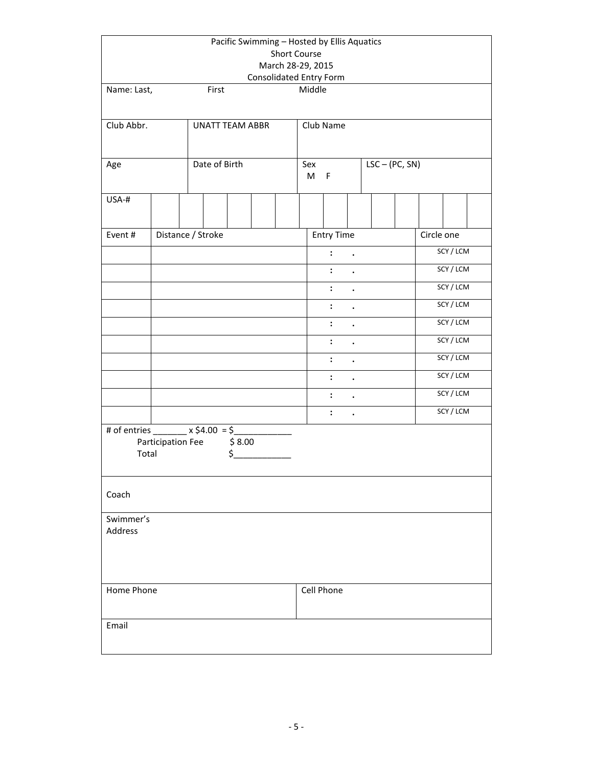Pacific Swimming – Hosted by Ellis Aquatics
Short Course
March 28-29, 2015
Consolidated Entry Form

| Name: Last, | First | Middle | |
|---|---|---|---|
| Club Abbr. | UNATT TEAM ABBR | Club Name | |
| Age | Date of Birth | Sex M F | LSC – (PC, SN) |

USA-#

| Event # | Distance / Stroke | Entry Time | Circle one |
|---|---|---|---|
| | | : . | SCY / LCM |
| | | : . | SCY / LCM |
| | | : . | SCY / LCM |
| | | : . | SCY / LCM |
| | | : . | SCY / LCM |
| | | : . | SCY / LCM |
| | | : . | SCY / LCM |
| | | : . | SCY / LCM |
| | | : . | SCY / LCM |
| | | : . | SCY / LCM |

# of entries _______ x $4.00 = $____________
Participation Fee $ 8.00
Total $____________

Coach

Swimmer's Address

| Home Phone | Cell Phone |
|---|---|
| | |

Email